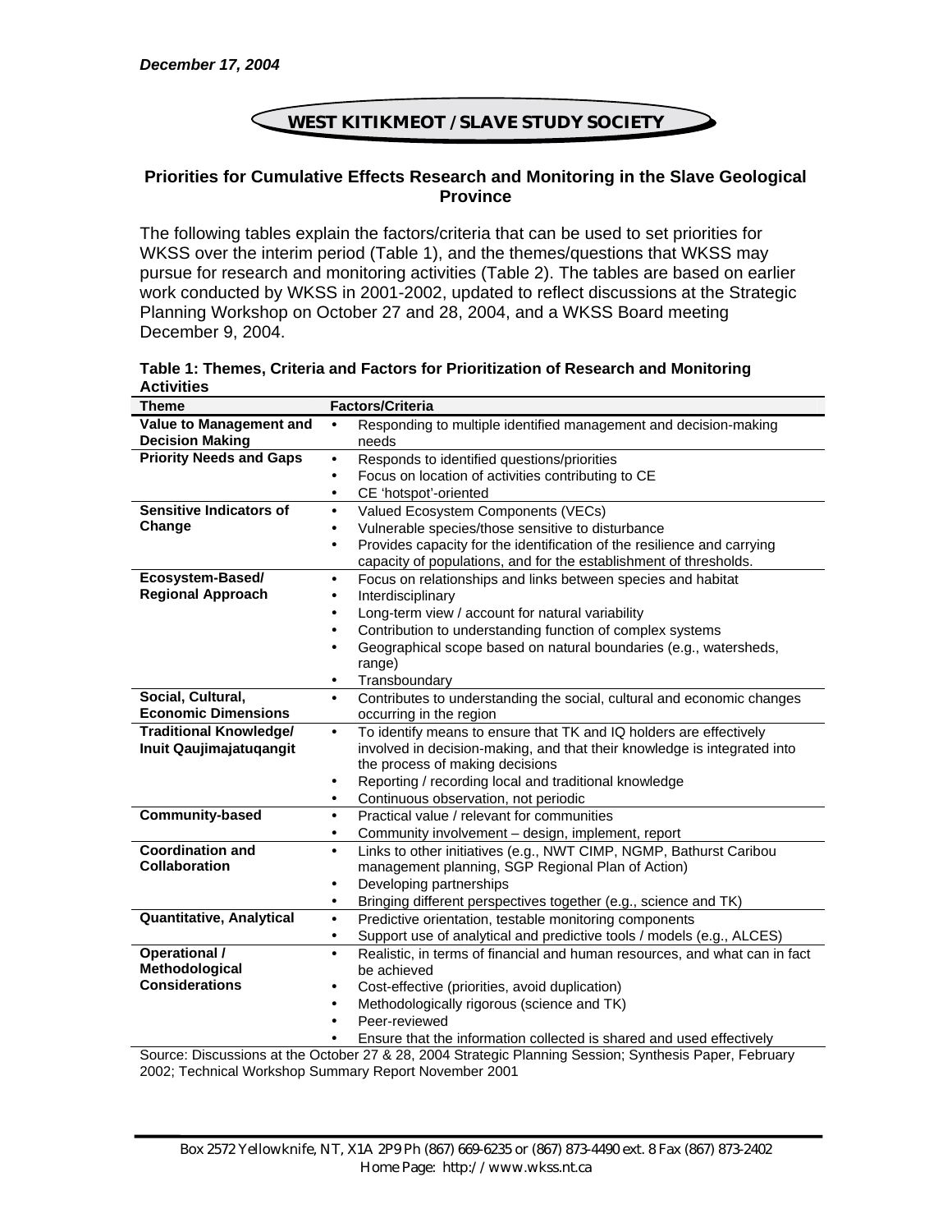***December 17, 2004***

**WEST KITIKMEOT / SLAVE STUDY SOCIETY**

## Priorities for Cumulative Effects Research and Monitoring in the Slave Geological Province

The following tables explain the factors/criteria that can be used to set priorities for WKSS over the interim period (Table 1), and the themes/questions that WKSS may pursue for research and monitoring activities (Table 2). The tables are based on earlier work conducted by WKSS in 2001-2002, updated to reflect discussions at the Strategic Planning Workshop on October 27 and 28, 2004, and a WKSS Board meeting December 9, 2004.

**Table 1: Themes, Criteria and Factors for Prioritization of Research and Monitoring Activities**

| Theme | Factors/Criteria |
|---|---|
| **Value to Management and Decision Making** | • Responding to multiple identified management and decision-making needs |
| **Priority Needs and Gaps** | • Responds to identified questions/priorities<br>• Focus on location of activities contributing to CE<br>• CE 'hotspot'-oriented |
| **Sensitive Indicators of Change** | • Valued Ecosystem Components (VECs)<br>• Vulnerable species/those sensitive to disturbance<br>• Provides capacity for the identification of the resilience and carrying capacity of populations, and for the establishment of thresholds. |
| **Ecosystem-Based/ Regional Approach** | • Focus on relationships and links between species and habitat<br>• Interdisciplinary<br>• Long-term view / account for natural variability<br>• Contribution to understanding function of complex systems<br>• Geographical scope based on natural boundaries (e.g., watersheds, range)<br>• Transboundary |
| **Social, Cultural, Economic Dimensions** | • Contributes to understanding the social, cultural and economic changes occurring in the region |
| **Traditional Knowledge/ Inuit Qaujimajatuqangit** | • To identify means to ensure that TK and IQ holders are effectively involved in decision-making, and that their knowledge is integrated into the process of making decisions<br>• Reporting / recording local and traditional knowledge<br>• Continuous observation, not periodic |
| **Community-based** | • Practical value / relevant for communities<br>• Community involvement – design, implement, report |
| **Coordination and Collaboration** | • Links to other initiatives (e.g., NWT CIMP, NGMP, Bathurst Caribou management planning, SGP Regional Plan of Action)<br>• Developing partnerships<br>• Bringing different perspectives together (e.g., science and TK) |
| **Quantitative, Analytical** | • Predictive orientation, testable monitoring components<br>• Support use of analytical and predictive tools / models (e.g., ALCES) |
| **Operational / Methodological Considerations** | • Realistic, in terms of financial and human resources, and what can in fact be achieved<br>• Cost-effective (priorities, avoid duplication)<br>• Methodologically rigorous (science and TK)<br>• Peer-reviewed<br>• Ensure that the information collected is shared and used effectively |

Source: Discussions at the October 27 & 28, 2004 Strategic Planning Session; Synthesis Paper, February 2002; Technical Workshop Summary Report November 2001

Box 2572 Yellowknife, NT, X1A 2P9 Ph (867) 669-6235 or (867) 873-4490 ext. 8 Fax (867) 873-2402
Home Page: http://www.wkss.nt.ca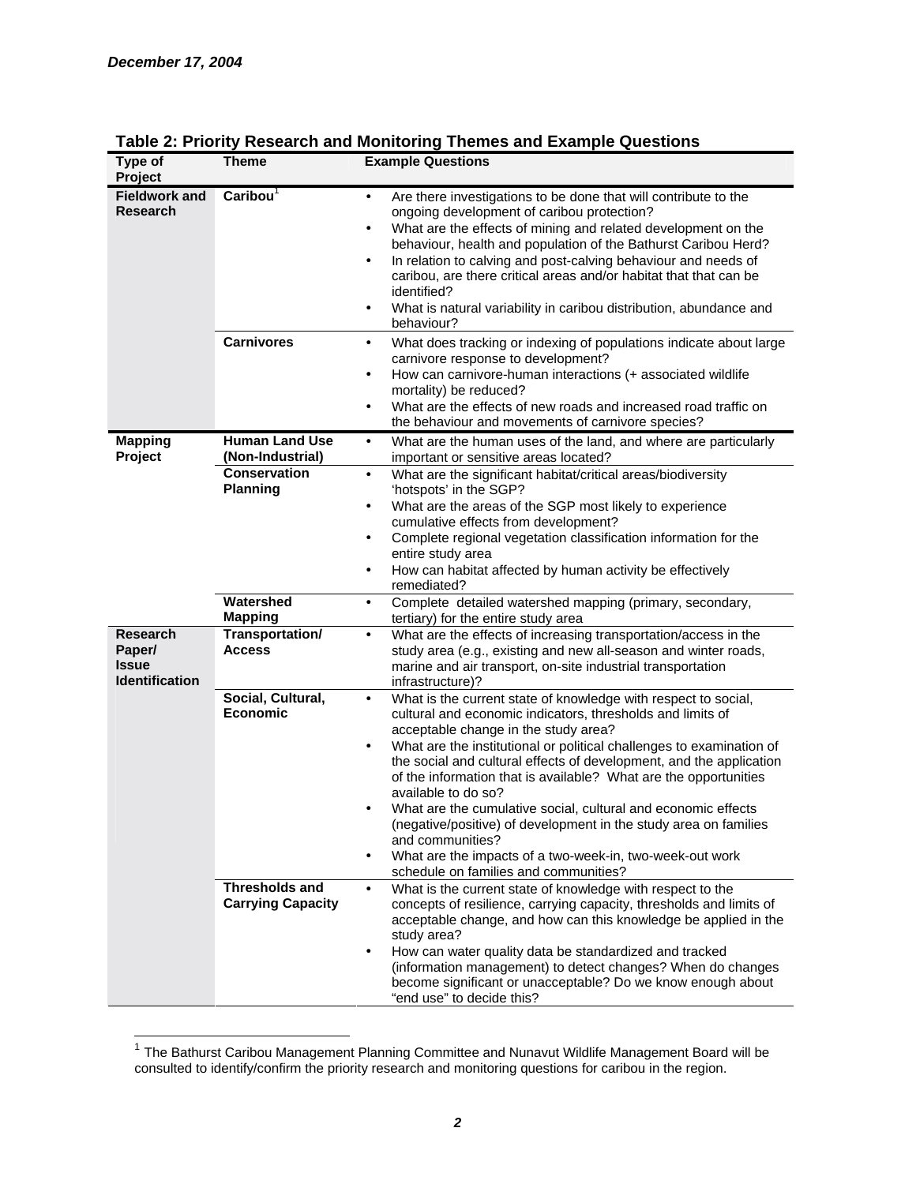*December 17, 2004*

**Table 2: Priority Research and Monitoring Themes and Example Questions**

| Type of Project | Theme | Example Questions |
|---|---|---|
| **Fieldwork and Research** | **Caribou**[1] | • Are there investigations to be done that will contribute to the ongoing development of caribou protection?<br>• What are the effects of mining and related development on the behaviour, health and population of the Bathurst Caribou Herd?<br>• In relation to calving and post-calving behaviour and needs of caribou, are there critical areas and/or habitat that that can be identified?<br>• What is natural variability in caribou distribution, abundance and behaviour? |
| | **Carnivores** | • What does tracking or indexing of populations indicate about large carnivore response to development?<br>• How can carnivore-human interactions (+ associated wildlife mortality) be reduced?<br>• What are the effects of new roads and increased road traffic on the behaviour and movements of carnivore species? |
| **Mapping Project** | **Human Land Use (Non-Industrial)** | • What are the human uses of the land, and where are particularly important or sensitive areas located? |
| | **Conservation Planning** | • What are the significant habitat/critical areas/biodiversity 'hotspots' in the SGP?<br>• What are the areas of the SGP most likely to experience cumulative effects from development?<br>• Complete regional vegetation classification information for the entire study area<br>• How can habitat affected by human activity be effectively remediated? |
| | **Watershed Mapping** | • Complete detailed watershed mapping (primary, secondary, tertiary) for the entire study area |
| **Research Paper/ Issue Identification** | **Transportation/ Access** | • What are the effects of increasing transportation/access in the study area (e.g., existing and new all-season and winter roads, marine and air transport, on-site industrial transportation infrastructure)? |
| | **Social, Cultural, Economic** | • What is the current state of knowledge with respect to social, cultural and economic indicators, thresholds and limits of acceptable change in the study area?<br>• What are the institutional or political challenges to examination of the social and cultural effects of development, and the application of the information that is available? What are the opportunities available to do so?<br>• What are the cumulative social, cultural and economic effects (negative/positive) of development in the study area on families and communities?<br>• What are the impacts of a two-week-in, two-week-out work schedule on families and communities? |
| | **Thresholds and Carrying Capacity** | • What is the current state of knowledge with respect to the concepts of resilience, carrying capacity, thresholds and limits of acceptable change, and how can this knowledge be applied in the study area?<br>• How can water quality data be standardized and tracked (information management) to detect changes? When do changes become significant or unacceptable? Do we know enough about "end use" to decide this? |

[1] The Bathurst Caribou Management Planning Committee and Nunavut Wildlife Management Board will be consulted to identify/confirm the priority research and monitoring questions for caribou in the region.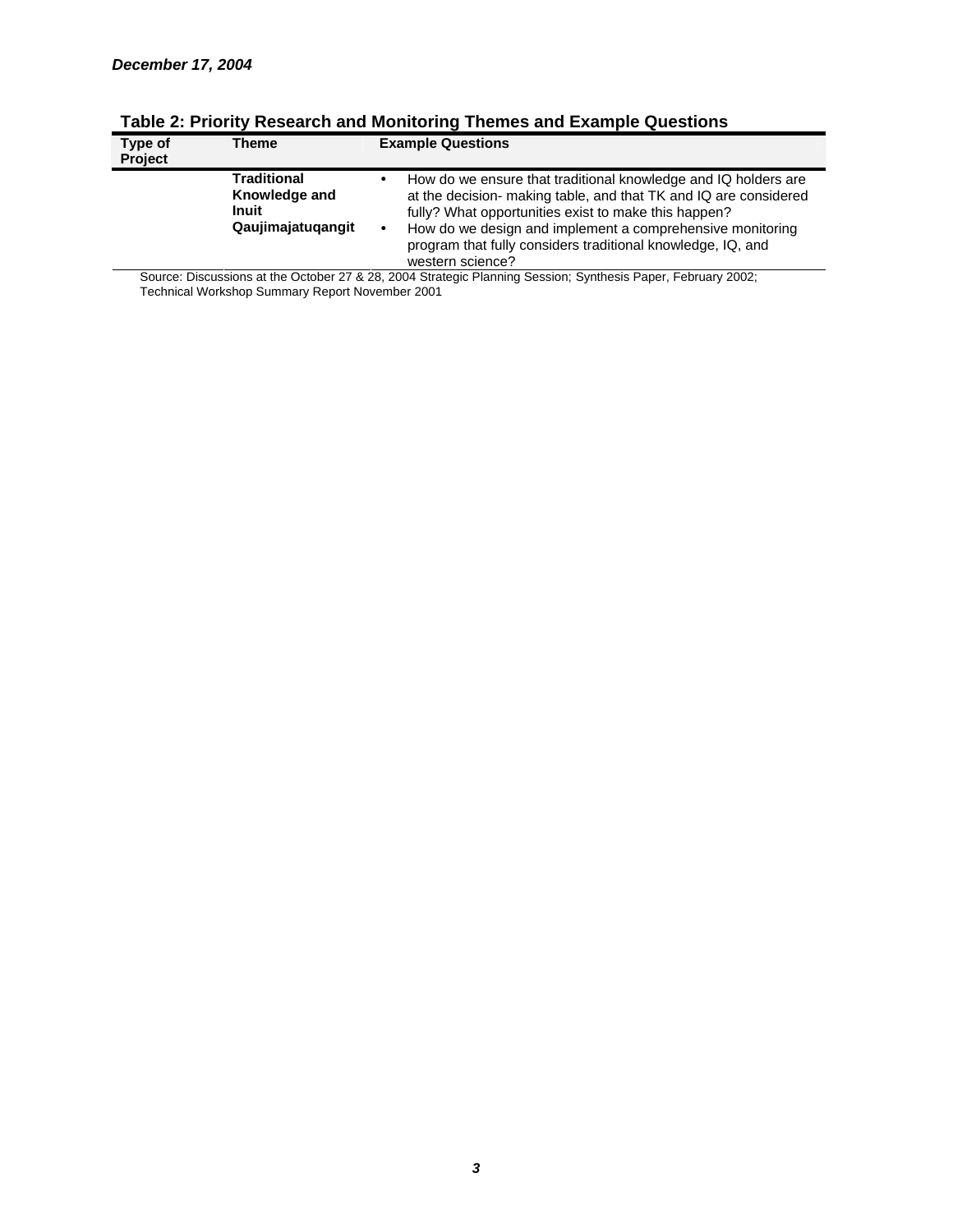*December 17, 2004*

**Table 2: Priority Research and Monitoring Themes and Example Questions**

| Type of Project | Theme | Example Questions |
|---|---|---|
| | **Traditional Knowledge and Inuit Qaujimajatuqangit** | • How do we ensure that traditional knowledge and IQ holders are at the decision- making table, and that TK and IQ are considered fully? What opportunities exist to make this happen?<br>• How do we design and implement a comprehensive monitoring program that fully considers traditional knowledge, IQ, and western science? |

Source: Discussions at the October 27 & 28, 2004 Strategic Planning Session; Synthesis Paper, February 2002; Technical Workshop Summary Report November 2001